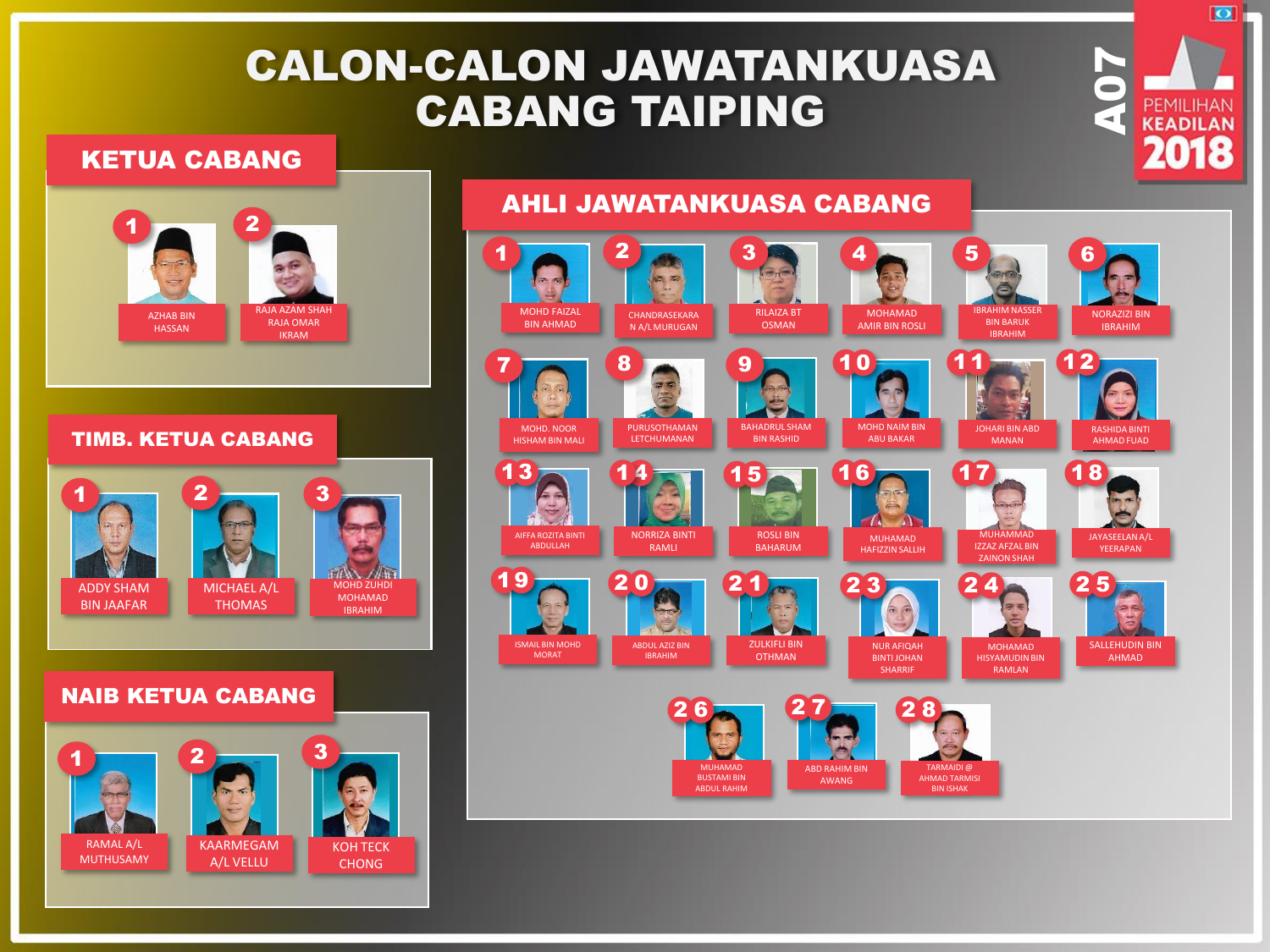# CALON-CALON JAWATANKUASA CABANG TAIPING

A07 — PEMILIHAN KEADILAN 2018

## KETUA CABANG

1. AZHAB BIN HASSAN
2. RAJA AZAM SHAH RAJA OMAR IKRAM

## TIMB. KETUA CABANG

1. ADDY SHAM BIN JAAFAR
2. MICHAEL A/L THOMAS
3. MOHD ZUHDI MOHAMAD IBRAHIM

## NAIB KETUA CABANG

1. RAMAL A/L MUTHUSAMY
2. KAARMEGAM A/L VELLU
3. KOH TECK CHONG

## AHLI JAWATANKUASA CABANG

1. MOHD FAIZAL BIN AHMAD
2. CHANDRASEKARAN A/L MURUGAN
3. RILAIZA BT OSMAN
4. MOHAMAD AMIR BIN ROSLI
5. IBRAHIM NASSER BIN BARUK IBRAHIM
6. NORAZIZI BIN IBRAHIM
7. MOHD. NOOR HISHAM BIN MALI
8. PURUSOTHAMAN LETCHUMANAN
9. BAHADRUL SHAM BIN RASHID
10. MOHD NAIM BIN ABU BAKAR
11. JOHARI BIN ABD MANAN
12. RASHIDA BINTI AHMAD FUAD
13. AIFFA ROZITA BINTI ABDULLAH
14. NORRIZA BINTI RAMLI
15. ROSLI BIN BAHARUM
16. MUHAMAD HAFIZZIN SALLIH
17. MUHAMMAD IZZAZ AFZAL BIN ZAINON SHAH
18. JAYASEELAN A/L YEERAPAN
19. ISMAIL BIN MOHD MORAT
20. ABDUL AZIZ BIN IBRAHIM
21. ZULKIFLI BIN OTHMAN
22. 
23. NUR AFIQAH BINTI JOHAN SHARRIF
24. MOHAMAD HISYAMUDIN BIN RAMLAN
25. SALLEHUDIN BIN AHMAD
26. MUHAMAD BUSTAMI BIN ABDUL RAHIM
27. ABD RAHIM BIN AWANG
28. TARMAIDI @ AHMAD TARMISI BIN ISHAK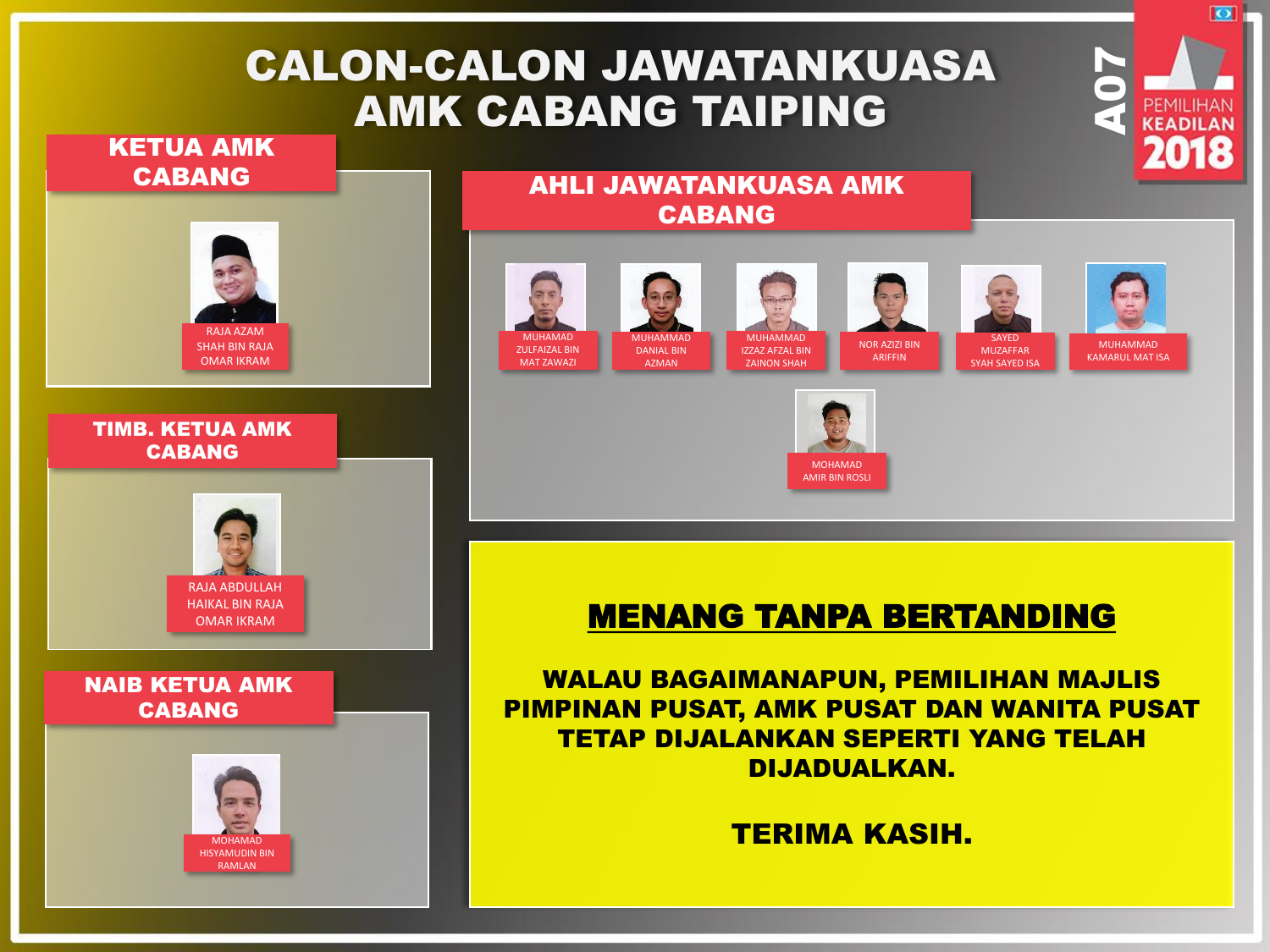# CALON-CALON JAWATANKUASA AMK CABANG TAIPING

A07

PEMILIHAN KEADILAN 2018

## KETUA AMK CABANG

RAJA AZAM SHAH BIN RAJA OMAR IKRAM

## TIMB. KETUA AMK CABANG

RAJA ABDULLAH HAIKAL BIN RAJA OMAR IKRAM

## NAIB KETUA AMK CABANG

MOHAMAD HISYAMUDIN BIN RAMLAN

## AHLI JAWATANKUASA AMK CABANG

- MUHAMAD ZULFAIZAL BIN MAT ZAWAZI
- MUHAMMAD DANIAL BIN AZMAN
- MUHAMMAD IZZAZ AFZAL BIN ZAINON SHAH
- NOR AZIZI BIN ARIFFIN
- SAYED MUZAFFAR SYAH SAYED ISA
- MUHAMMAD KAMARUL MAT ISA
- MOHAMAD AMIR BIN ROSLI

**MENANG TANPA BERTANDING**

**WALAU BAGAIMANAPUN, PEMILIHAN MAJLIS PIMPINAN PUSAT, AMK PUSAT DAN WANITA PUSAT TETAP DIJALANKAN SEPERTI YANG TELAH DIJADUALKAN.**

**TERIMA KASIH.**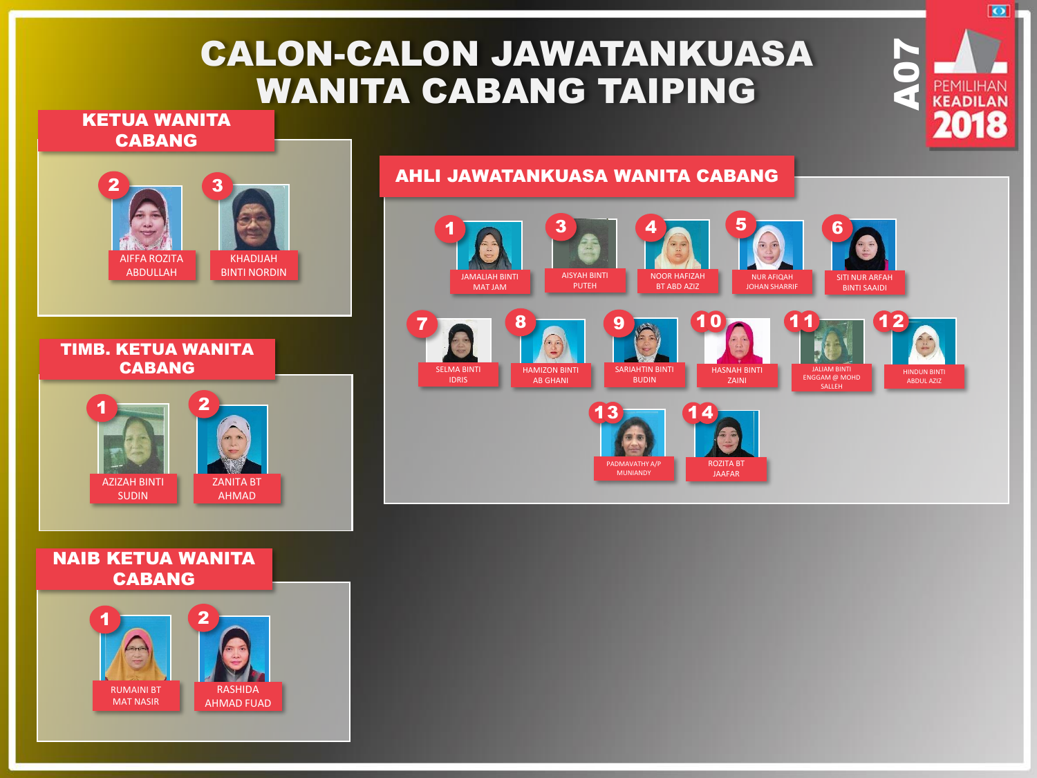# CALON-CALON JAWATANKUASA WANITA CABANG TAIPING

A07

PEMILIHAN KEADILAN 2018

## KETUA WANITA CABANG

2 AIFFA ROZITA ABDULLAH

3 KHADIJAH BINTI NORDIN

## TIMB. KETUA WANITA CABANG

1 AZIZAH BINTI SUDIN

2 ZANITA BT AHMAD

## NAIB KETUA WANITA CABANG

1 RUMAINI BT MAT NASIR

2 RASHIDA AHMAD FUAD

## AHLI JAWATANKUASA WANITA CABANG

1 JAMALIAH BINTI MAT JAM

3 AISYAH BINTI PUTEH

4 NOOR HAFIZAH BT ABD AZIZ

5 NUR AFIQAH JOHAN SHARRIF

6 SITI NUR ARFAH BINTI SAAIDI

7 SELMA BINTI IDRIS

8 HAMIZON BINTI AB GHANI

9 SARIAHTIN BINTI BUDIN

10 HASNAH BINTI ZAINI

11 JALIAM BINTI ENGGAM @ MOHD SALLEH

12 HINDUN BINTI ABDUL AZIZ

13 PADMAVATHY A/P MUNIANDY

14 ROZITA BT JAAFAR